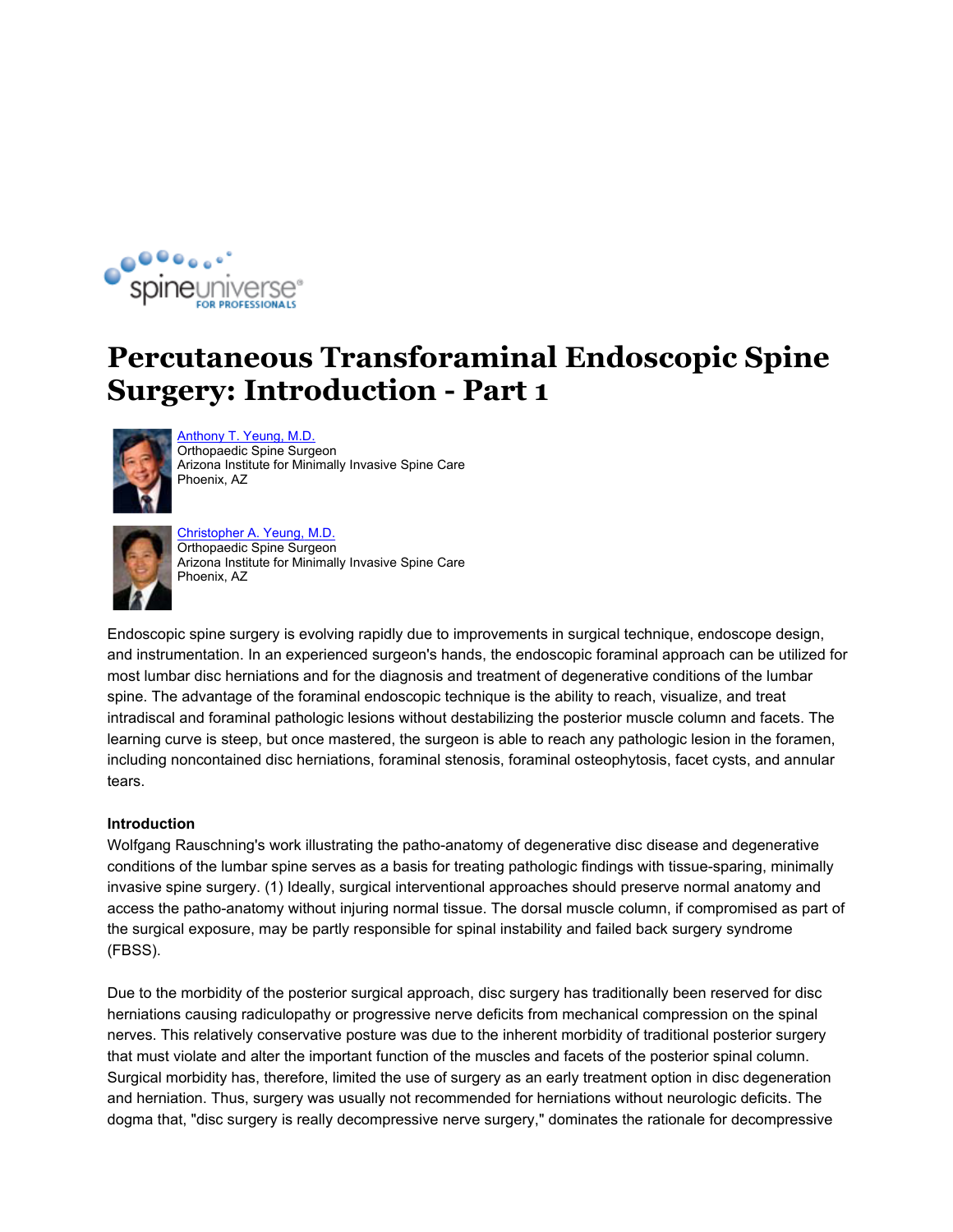# Percutaneous Transforaminal Endoscopic Spine Surgery: Introduction - Part 1

[Anthony T. Yeung, M.D.](#)
Orthopaedic Spine Surgeon
Arizona Institute for Minimally Invasive Spine Care
Phoenix, AZ

[Christopher A. Yeung, M.D.](#)
Orthopaedic Spine Surgeon
Arizona Institute for Minimally Invasive Spine Care
Phoenix, AZ

Endoscopic spine surgery is evolving rapidly due to improvements in surgical technique, endoscope design, and instrumentation. In an experienced surgeon's hands, the endoscopic foraminal approach can be utilized for most lumbar disc herniations and for the diagnosis and treatment of degenerative conditions of the lumbar spine. The advantage of the foraminal endoscopic technique is the ability to reach, visualize, and treat intradiscal and foraminal pathologic lesions without destabilizing the posterior muscle column and facets. The learning curve is steep, but once mastered, the surgeon is able to reach any pathologic lesion in the foramen, including noncontained disc herniations, foraminal stenosis, foraminal osteophytosis, facet cysts, and annular tears.

**Introduction**

Wolfgang Rauschning's work illustrating the patho-anatomy of degenerative disc disease and degenerative conditions of the lumbar spine serves as a basis for treating pathologic findings with tissue-sparing, minimally invasive spine surgery. (1) Ideally, surgical interventional approaches should preserve normal anatomy and access the patho-anatomy without injuring normal tissue. The dorsal muscle column, if compromised as part of the surgical exposure, may be partly responsible for spinal instability and failed back surgery syndrome (FBSS).

Due to the morbidity of the posterior surgical approach, disc surgery has traditionally been reserved for disc herniations causing radiculopathy or progressive nerve deficits from mechanical compression on the spinal nerves. This relatively conservative posture was due to the inherent morbidity of traditional posterior surgery that must violate and alter the important function of the muscles and facets of the posterior spinal column. Surgical morbidity has, therefore, limited the use of surgery as an early treatment option in disc degeneration and herniation. Thus, surgery was usually not recommended for herniations without neurologic deficits. The dogma that, "disc surgery is really decompressive nerve surgery," dominates the rationale for decompressive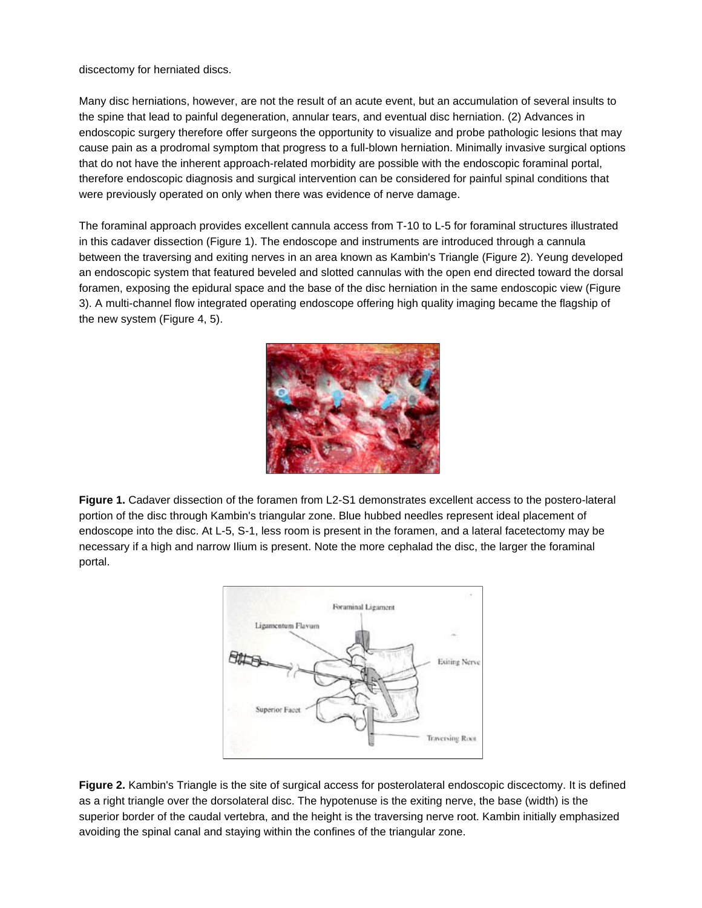discectomy for herniated discs.

Many disc herniations, however, are not the result of an acute event, but an accumulation of several insults to the spine that lead to painful degeneration, annular tears, and eventual disc herniation. (2) Advances in endoscopic surgery therefore offer surgeons the opportunity to visualize and probe pathologic lesions that may cause pain as a prodromal symptom that progress to a full-blown herniation. Minimally invasive surgical options that do not have the inherent approach-related morbidity are possible with the endoscopic foraminal portal, therefore endoscopic diagnosis and surgical intervention can be considered for painful spinal conditions that were previously operated on only when there was evidence of nerve damage.

The foraminal approach provides excellent cannula access from T-10 to L-5 for foraminal structures illustrated in this cadaver dissection (Figure 1). The endoscope and instruments are introduced through a cannula between the traversing and exiting nerves in an area known as Kambin's Triangle (Figure 2). Yeung developed an endoscopic system that featured beveled and slotted cannulas with the open end directed toward the dorsal foramen, exposing the epidural space and the base of the disc herniation in the same endoscopic view (Figure 3). A multi-channel flow integrated operating endoscope offering high quality imaging became the flagship of the new system (Figure 4, 5).

**Figure 1.** Cadaver dissection of the foramen from L2-S1 demonstrates excellent access to the postero-lateral portion of the disc through Kambin's triangular zone. Blue hubbed needles represent ideal placement of endoscope into the disc. At L-5, S-1, less room is present in the foramen, and a lateral facetectomy may be necessary if a high and narrow Ilium is present. Note the more cephalad the disc, the larger the foraminal portal.

**Figure 2.** Kambin's Triangle is the site of surgical access for posterolateral endoscopic discectomy. It is defined as a right triangle over the dorsolateral disc. The hypotenuse is the exiting nerve, the base (width) is the superior border of the caudal vertebra, and the height is the traversing nerve root. Kambin initially emphasized avoiding the spinal canal and staying within the confines of the triangular zone.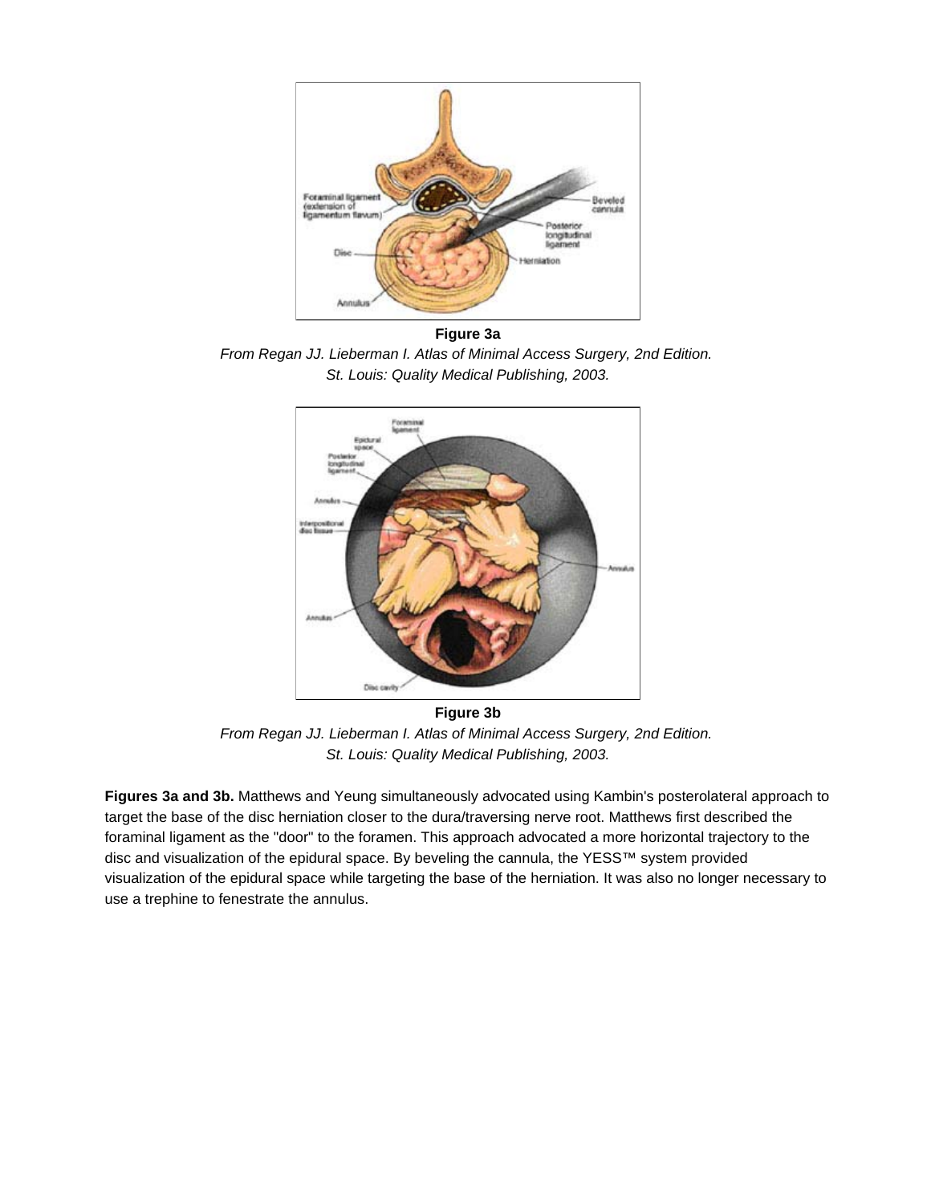**Figure 3a**

*From Regan JJ. Lieberman I. Atlas of Minimal Access Surgery, 2nd Edition. St. Louis: Quality Medical Publishing, 2003.*

**Figure 3b**

*From Regan JJ. Lieberman I. Atlas of Minimal Access Surgery, 2nd Edition. St. Louis: Quality Medical Publishing, 2003.*

**Figures 3a and 3b.** Matthews and Yeung simultaneously advocated using Kambin's posterolateral approach to target the base of the disc herniation closer to the dura/traversing nerve root. Matthews first described the foraminal ligament as the "door" to the foramen. This approach advocated a more horizontal trajectory to the disc and visualization of the epidural space. By beveling the cannula, the YESS™ system provided visualization of the epidural space while targeting the base of the herniation. It was also no longer necessary to use a trephine to fenestrate the annulus.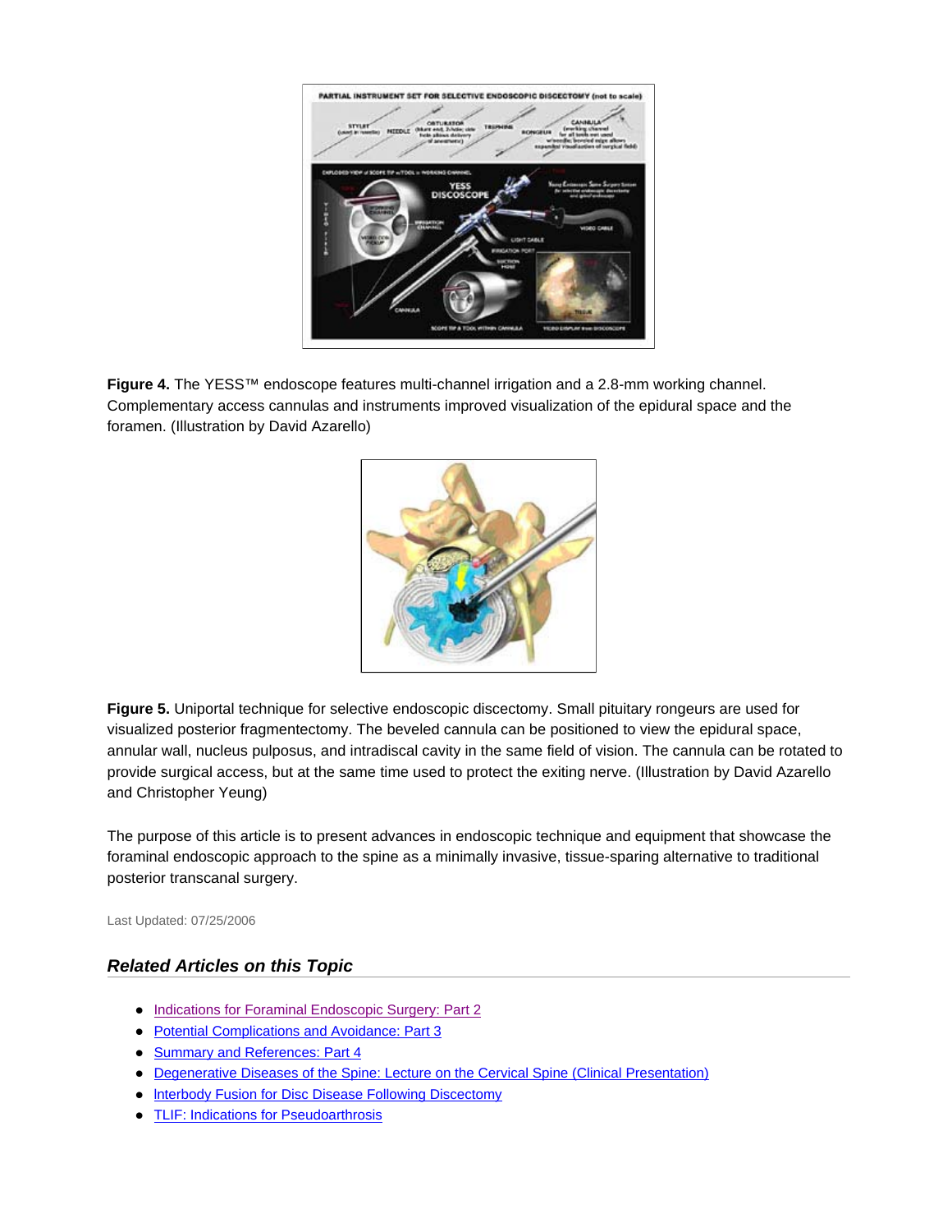**Figure 4.** The YESS™ endoscope features multi-channel irrigation and a 2.8-mm working channel. Complementary access cannulas and instruments improved visualization of the epidural space and the foramen. (Illustration by David Azarello)

**Figure 5.** Uniportal technique for selective endoscopic discectomy. Small pituitary rongeurs are used for visualized posterior fragmentectomy. The beveled cannula can be positioned to view the epidural space, annular wall, nucleus pulposus, and intradiscal cavity in the same field of vision. The cannula can be rotated to provide surgical access, but at the same time used to protect the exiting nerve. (Illustration by David Azarello and Christopher Yeung)

The purpose of this article is to present advances in endoscopic technique and equipment that showcase the foraminal endoscopic approach to the spine as a minimally invasive, tissue-sparing alternative to traditional posterior transcanal surgery.

Last Updated: 07/25/2006

### *Related Articles on this Topic*

- Indications for Foraminal Endoscopic Surgery: Part 2
- Potential Complications and Avoidance: Part 3
- Summary and References: Part 4
- Degenerative Diseases of the Spine: Lecture on the Cervical Spine (Clinical Presentation)
- Interbody Fusion for Disc Disease Following Discectomy
- TLIF: Indications for Pseudoarthrosis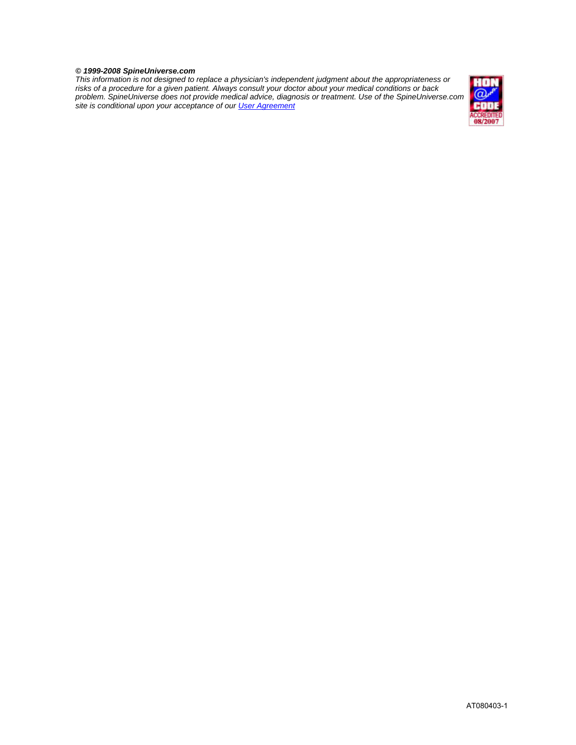***© 1999-2008 SpineUniverse.com***

*This information is not designed to replace a physician's independent judgment about the appropriateness or risks of a procedure for a given patient. Always consult your doctor about your medical conditions or back problem. SpineUniverse does not provide medical advice, diagnosis or treatment. Use of the SpineUniverse.com site is conditional upon your acceptance of our User Agreement*

AT080403-1